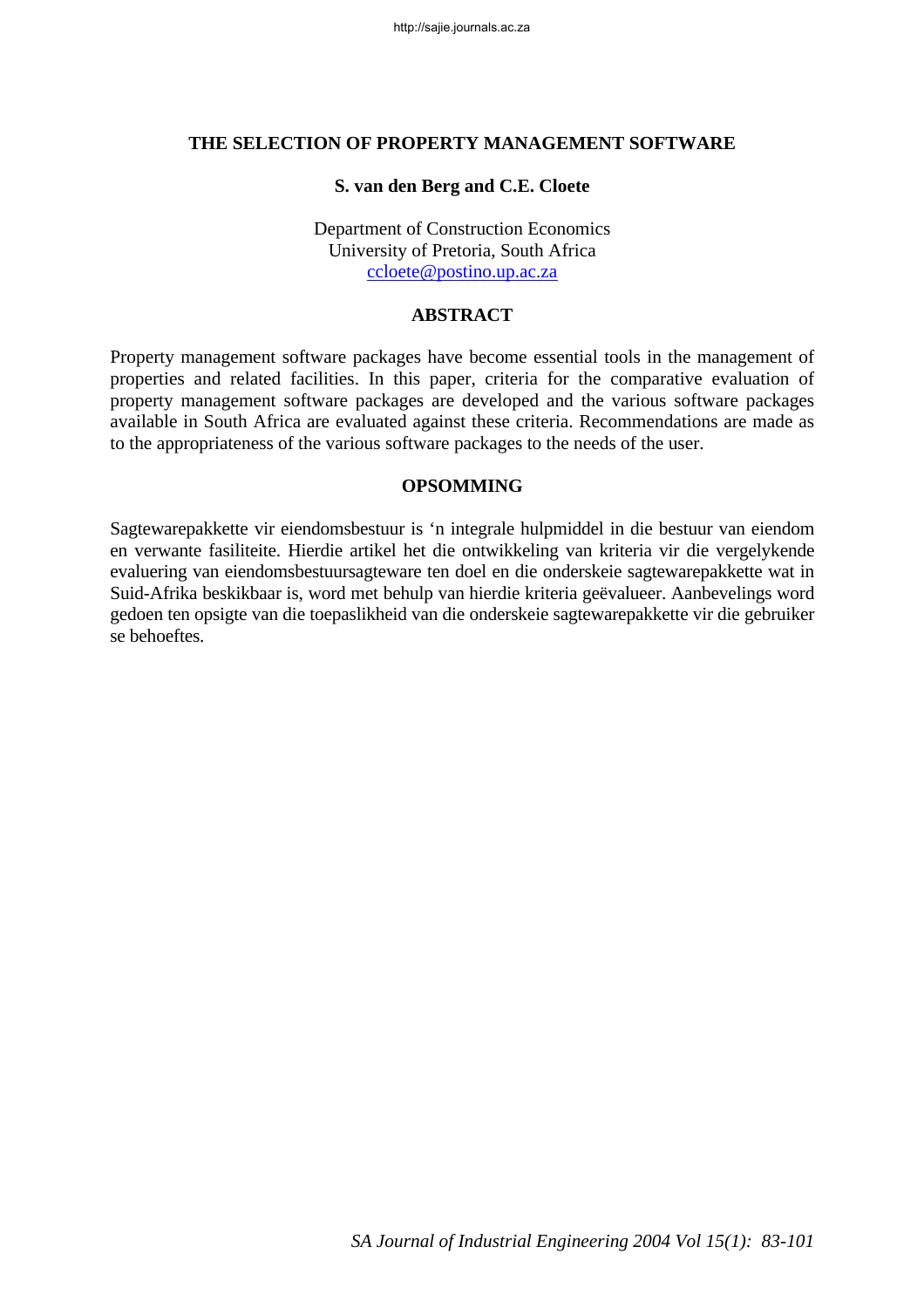# THE SELECTION OF PROPERTY MANAGEMENT SOFTWARE

**S. van den Berg and C.E. Cloete**

Department of Construction Economics
University of Pretoria, South Africa
ccloete@postino.up.ac.za

## ABSTRACT

Property management software packages have become essential tools in the management of properties and related facilities. In this paper, criteria for the comparative evaluation of property management software packages are developed and the various software packages available in South Africa are evaluated against these criteria. Recommendations are made as to the appropriateness of the various software packages to the needs of the user.

## OPSOMMING

Sagtewarepakkette vir eiendomsbestuur is 'n integrale hulpmiddel in die bestuur van eiendom en verwante fasiliteite. Hierdie artikel het die ontwikkeling van kriteria vir die vergelykende evaluering van eiendomsbestuursagteware ten doel en die onderskeie sagtewarepakkette wat in Suid-Afrika beskikbaar is, word met behulp van hierdie kriteria geëvalueer. Aanbevelings word gedoen ten opsigte van die toepaslikheid van die onderskeie sagtewarepakkette vir die gebruiker se behoeftes.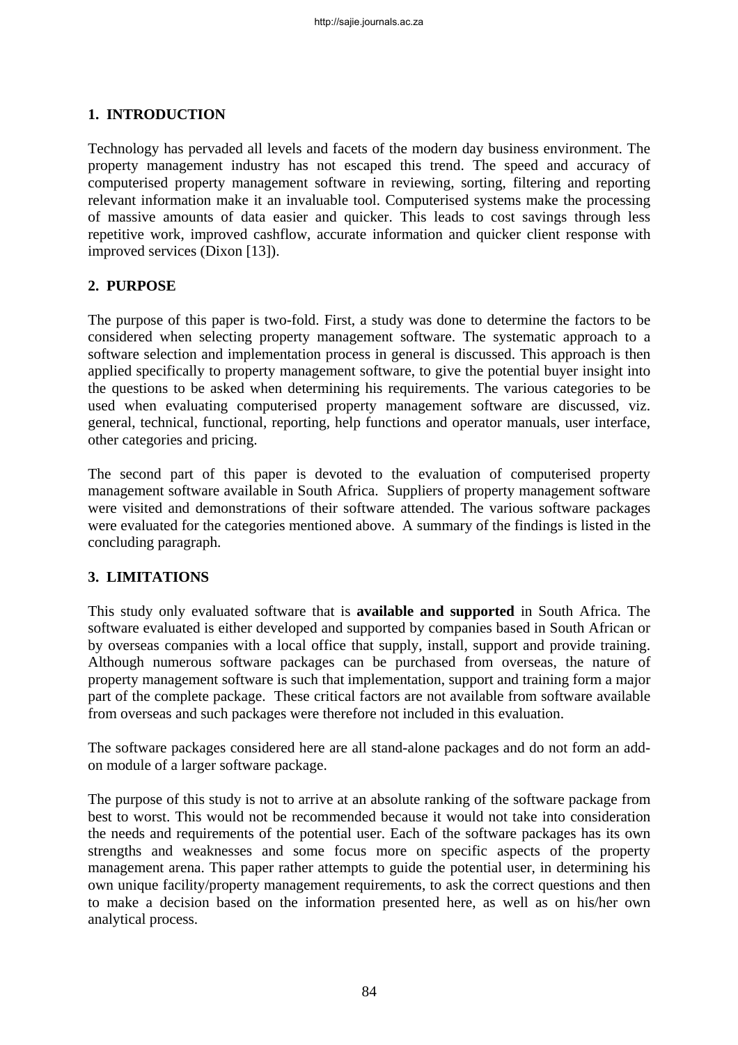## 1. INTRODUCTION

Technology has pervaded all levels and facets of the modern day business environment. The property management industry has not escaped this trend. The speed and accuracy of computerised property management software in reviewing, sorting, filtering and reporting relevant information make it an invaluable tool. Computerised systems make the processing of massive amounts of data easier and quicker. This leads to cost savings through less repetitive work, improved cashflow, accurate information and quicker client response with improved services (Dixon [13]).

## 2. PURPOSE

The purpose of this paper is two-fold. First, a study was done to determine the factors to be considered when selecting property management software. The systematic approach to a software selection and implementation process in general is discussed. This approach is then applied specifically to property management software, to give the potential buyer insight into the questions to be asked when determining his requirements. The various categories to be used when evaluating computerised property management software are discussed, viz. general, technical, functional, reporting, help functions and operator manuals, user interface, other categories and pricing.

The second part of this paper is devoted to the evaluation of computerised property management software available in South Africa. Suppliers of property management software were visited and demonstrations of their software attended. The various software packages were evaluated for the categories mentioned above. A summary of the findings is listed in the concluding paragraph.

## 3. LIMITATIONS

This study only evaluated software that is **available and supported** in South Africa. The software evaluated is either developed and supported by companies based in South African or by overseas companies with a local office that supply, install, support and provide training. Although numerous software packages can be purchased from overseas, the nature of property management software is such that implementation, support and training form a major part of the complete package. These critical factors are not available from software available from overseas and such packages were therefore not included in this evaluation.

The software packages considered here are all stand-alone packages and do not form an add-on module of a larger software package.

The purpose of this study is not to arrive at an absolute ranking of the software package from best to worst. This would not be recommended because it would not take into consideration the needs and requirements of the potential user. Each of the software packages has its own strengths and weaknesses and some focus more on specific aspects of the property management arena. This paper rather attempts to guide the potential user, in determining his own unique facility/property management requirements, to ask the correct questions and then to make a decision based on the information presented here, as well as on his/her own analytical process.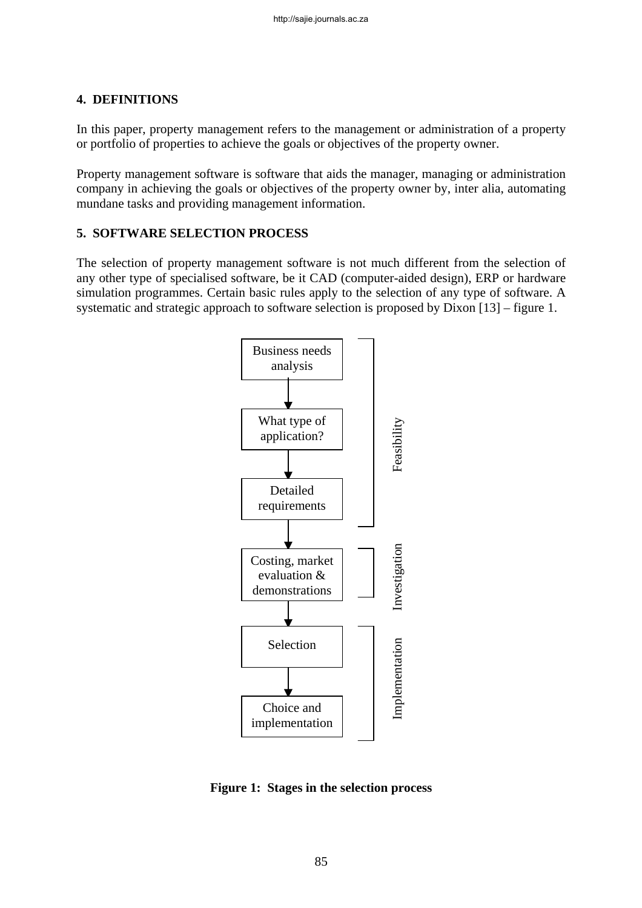## 4. DEFINITIONS

In this paper, property management refers to the management or administration of a property or portfolio of properties to achieve the goals or objectives of the property owner.

Property management software is software that aids the manager, managing or administration company in achieving the goals or objectives of the property owner by, inter alia, automating mundane tasks and providing management information.

## 5. SOFTWARE SELECTION PROCESS

The selection of property management software is not much different from the selection of any other type of specialised software, be it CAD (computer-aided design), ERP or hardware simulation programmes. Certain basic rules apply to the selection of any type of software. A systematic and strategic approach to software selection is proposed by Dixon [13] – figure 1.

Business needs analysis → What type of application? → Detailed requirements (Feasibility)

Costing, market evaluation & demonstrations (Investigation)

Selection → Choice and implementation (Implementation)

**Figure 1: Stages in the selection process**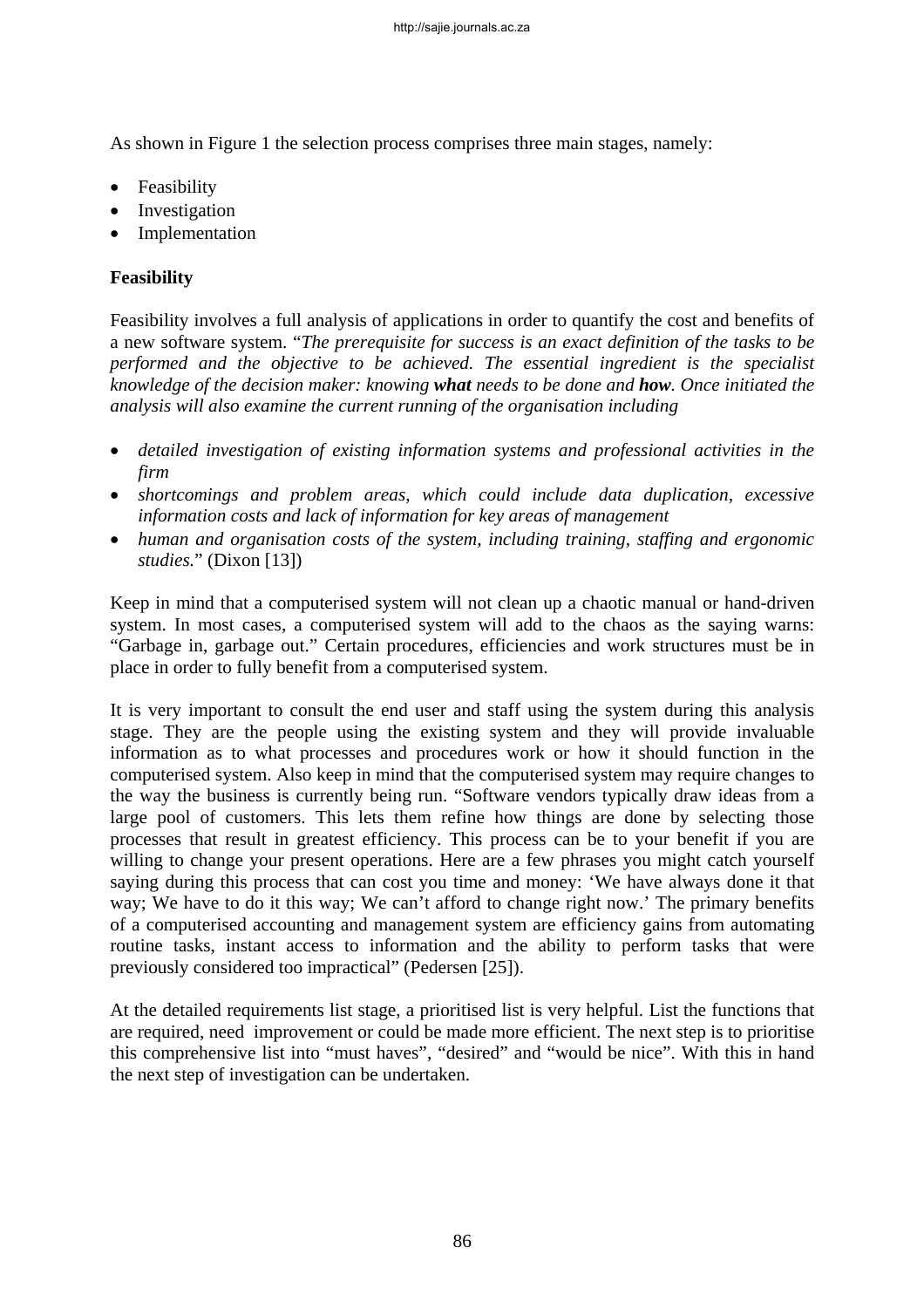As shown in Figure 1 the selection process comprises three main stages, namely:

- Feasibility
- Investigation
- Implementation

**Feasibility**

Feasibility involves a full analysis of applications in order to quantify the cost and benefits of a new software system. "*The prerequisite for success is an exact definition of the tasks to be performed and the objective to be achieved. The essential ingredient is the specialist knowledge of the decision maker: knowing* ***what*** *needs to be done and* ***how****. Once initiated the analysis will also examine the current running of the organisation including*

- *detailed investigation of existing information systems and professional activities in the firm*
- *shortcomings and problem areas, which could include data duplication, excessive information costs and lack of information for key areas of management*
- *human and organisation costs of the system, including training, staffing and ergonomic studies.*" (Dixon [13])

Keep in mind that a computerised system will not clean up a chaotic manual or hand-driven system. In most cases, a computerised system will add to the chaos as the saying warns: "Garbage in, garbage out." Certain procedures, efficiencies and work structures must be in place in order to fully benefit from a computerised system.

It is very important to consult the end user and staff using the system during this analysis stage. They are the people using the existing system and they will provide invaluable information as to what processes and procedures work or how it should function in the computerised system. Also keep in mind that the computerised system may require changes to the way the business is currently being run. "Software vendors typically draw ideas from a large pool of customers. This lets them refine how things are done by selecting those processes that result in greatest efficiency. This process can be to your benefit if you are willing to change your present operations. Here are a few phrases you might catch yourself saying during this process that can cost you time and money: 'We have always done it that way; We have to do it this way; We can't afford to change right now.' The primary benefits of a computerised accounting and management system are efficiency gains from automating routine tasks, instant access to information and the ability to perform tasks that were previously considered too impractical" (Pedersen [25]).

At the detailed requirements list stage, a prioritised list is very helpful. List the functions that are required, need improvement or could be made more efficient. The next step is to prioritise this comprehensive list into "must haves", "desired" and "would be nice". With this in hand the next step of investigation can be undertaken.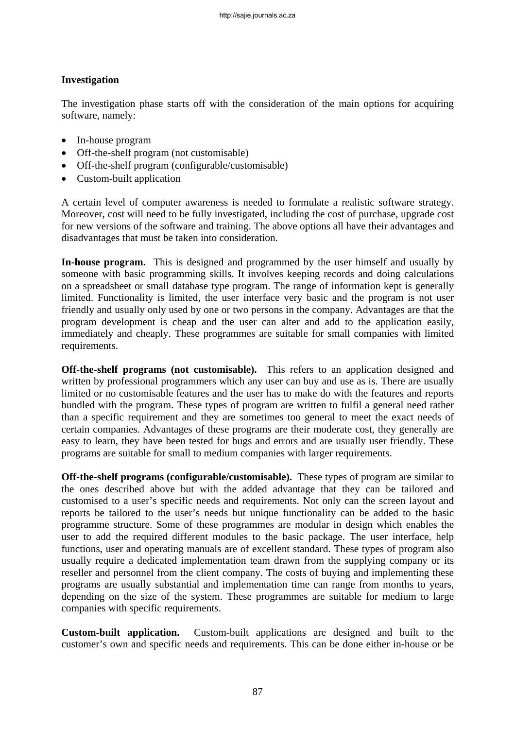## Investigation

The investigation phase starts off with the consideration of the main options for acquiring software, namely:

- In-house program
- Off-the-shelf program (not customisable)
- Off-the-shelf program (configurable/customisable)
- Custom-built application

A certain level of computer awareness is needed to formulate a realistic software strategy. Moreover, cost will need to be fully investigated, including the cost of purchase, upgrade cost for new versions of the software and training. The above options all have their advantages and disadvantages that must be taken into consideration.

**In-house program.** This is designed and programmed by the user himself and usually by someone with basic programming skills. It involves keeping records and doing calculations on a spreadsheet or small database type program. The range of information kept is generally limited. Functionality is limited, the user interface very basic and the program is not user friendly and usually only used by one or two persons in the company. Advantages are that the program development is cheap and the user can alter and add to the application easily, immediately and cheaply. These programmes are suitable for small companies with limited requirements.

**Off-the-shelf programs (not customisable).** This refers to an application designed and written by professional programmers which any user can buy and use as is. There are usually limited or no customisable features and the user has to make do with the features and reports bundled with the program. These types of program are written to fulfil a general need rather than a specific requirement and they are sometimes too general to meet the exact needs of certain companies. Advantages of these programs are their moderate cost, they generally are easy to learn, they have been tested for bugs and errors and are usually user friendly. These programs are suitable for small to medium companies with larger requirements.

**Off-the-shelf programs (configurable/customisable).** These types of program are similar to the ones described above but with the added advantage that they can be tailored and customised to a user's specific needs and requirements. Not only can the screen layout and reports be tailored to the user's needs but unique functionality can be added to the basic programme structure. Some of these programmes are modular in design which enables the user to add the required different modules to the basic package. The user interface, help functions, user and operating manuals are of excellent standard. These types of program also usually require a dedicated implementation team drawn from the supplying company or its reseller and personnel from the client company. The costs of buying and implementing these programs are usually substantial and implementation time can range from months to years, depending on the size of the system. These programmes are suitable for medium to large companies with specific requirements.

**Custom-built application.** Custom-built applications are designed and built to the customer's own and specific needs and requirements. This can be done either in-house or be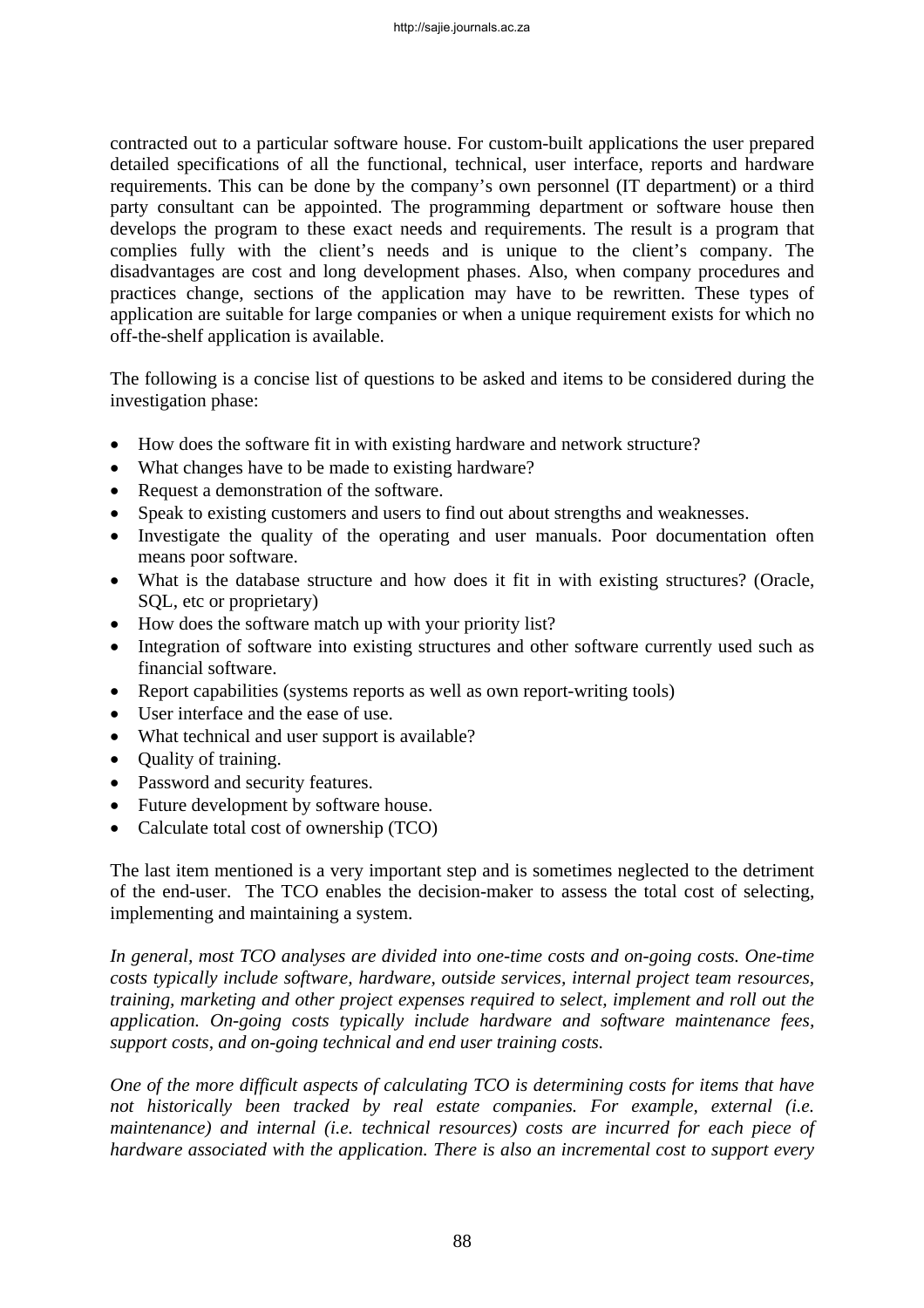contracted out to a particular software house. For custom-built applications the user prepared detailed specifications of all the functional, technical, user interface, reports and hardware requirements. This can be done by the company's own personnel (IT department) or a third party consultant can be appointed. The programming department or software house then develops the program to these exact needs and requirements. The result is a program that complies fully with the client's needs and is unique to the client's company. The disadvantages are cost and long development phases. Also, when company procedures and practices change, sections of the application may have to be rewritten. These types of application are suitable for large companies or when a unique requirement exists for which no off-the-shelf application is available.

The following is a concise list of questions to be asked and items to be considered during the investigation phase:

- How does the software fit in with existing hardware and network structure?
- What changes have to be made to existing hardware?
- Request a demonstration of the software.
- Speak to existing customers and users to find out about strengths and weaknesses.
- Investigate the quality of the operating and user manuals. Poor documentation often means poor software.
- What is the database structure and how does it fit in with existing structures? (Oracle, SQL, etc or proprietary)
- How does the software match up with your priority list?
- Integration of software into existing structures and other software currently used such as financial software.
- Report capabilities (systems reports as well as own report-writing tools)
- User interface and the ease of use.
- What technical and user support is available?
- Quality of training.
- Password and security features.
- Future development by software house.
- Calculate total cost of ownership (TCO)

The last item mentioned is a very important step and is sometimes neglected to the detriment of the end-user. The TCO enables the decision-maker to assess the total cost of selecting, implementing and maintaining a system.

*In general, most TCO analyses are divided into one-time costs and on-going costs. One-time costs typically include software, hardware, outside services, internal project team resources, training, marketing and other project expenses required to select, implement and roll out the application. On-going costs typically include hardware and software maintenance fees, support costs, and on-going technical and end user training costs.*

*One of the more difficult aspects of calculating TCO is determining costs for items that have not historically been tracked by real estate companies. For example, external (i.e. maintenance) and internal (i.e. technical resources) costs are incurred for each piece of hardware associated with the application. There is also an incremental cost to support every*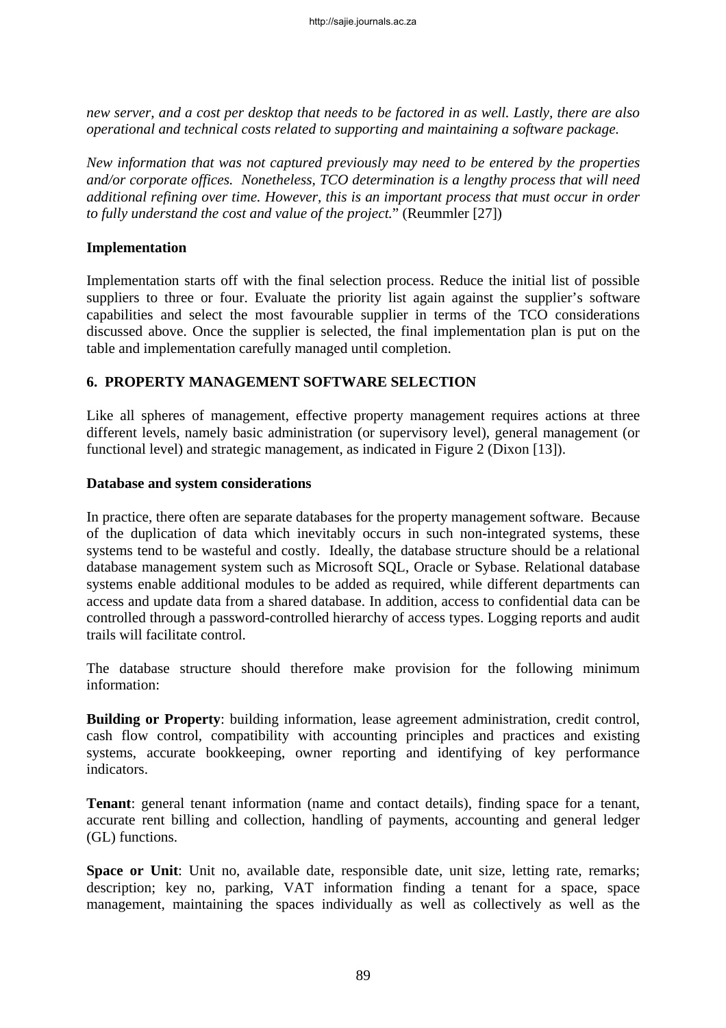*new server, and a cost per desktop that needs to be factored in as well. Lastly, there are also operational and technical costs related to supporting and maintaining a software package.*

*New information that was not captured previously may need to be entered by the properties and/or corporate offices. Nonetheless, TCO determination is a lengthy process that will need additional refining over time. However, this is an important process that must occur in order to fully understand the cost and value of the project.*" (Reummler [27])

**Implementation**

Implementation starts off with the final selection process. Reduce the initial list of possible suppliers to three or four. Evaluate the priority list again against the supplier's software capabilities and select the most favourable supplier in terms of the TCO considerations discussed above. Once the supplier is selected, the final implementation plan is put on the table and implementation carefully managed until completion.

## 6. PROPERTY MANAGEMENT SOFTWARE SELECTION

Like all spheres of management, effective property management requires actions at three different levels, namely basic administration (or supervisory level), general management (or functional level) and strategic management, as indicated in Figure 2 (Dixon [13]).

**Database and system considerations**

In practice, there often are separate databases for the property management software. Because of the duplication of data which inevitably occurs in such non-integrated systems, these systems tend to be wasteful and costly. Ideally, the database structure should be a relational database management system such as Microsoft SQL, Oracle or Sybase. Relational database systems enable additional modules to be added as required, while different departments can access and update data from a shared database. In addition, access to confidential data can be controlled through a password-controlled hierarchy of access types. Logging reports and audit trails will facilitate control.

The database structure should therefore make provision for the following minimum information:

**Building or Property**: building information, lease agreement administration, credit control, cash flow control, compatibility with accounting principles and practices and existing systems, accurate bookkeeping, owner reporting and identifying of key performance indicators.

**Tenant**: general tenant information (name and contact details), finding space for a tenant, accurate rent billing and collection, handling of payments, accounting and general ledger (GL) functions.

**Space or Unit**: Unit no, available date, responsible date, unit size, letting rate, remarks; description; key no, parking, VAT information finding a tenant for a space, space management, maintaining the spaces individually as well as collectively as well as the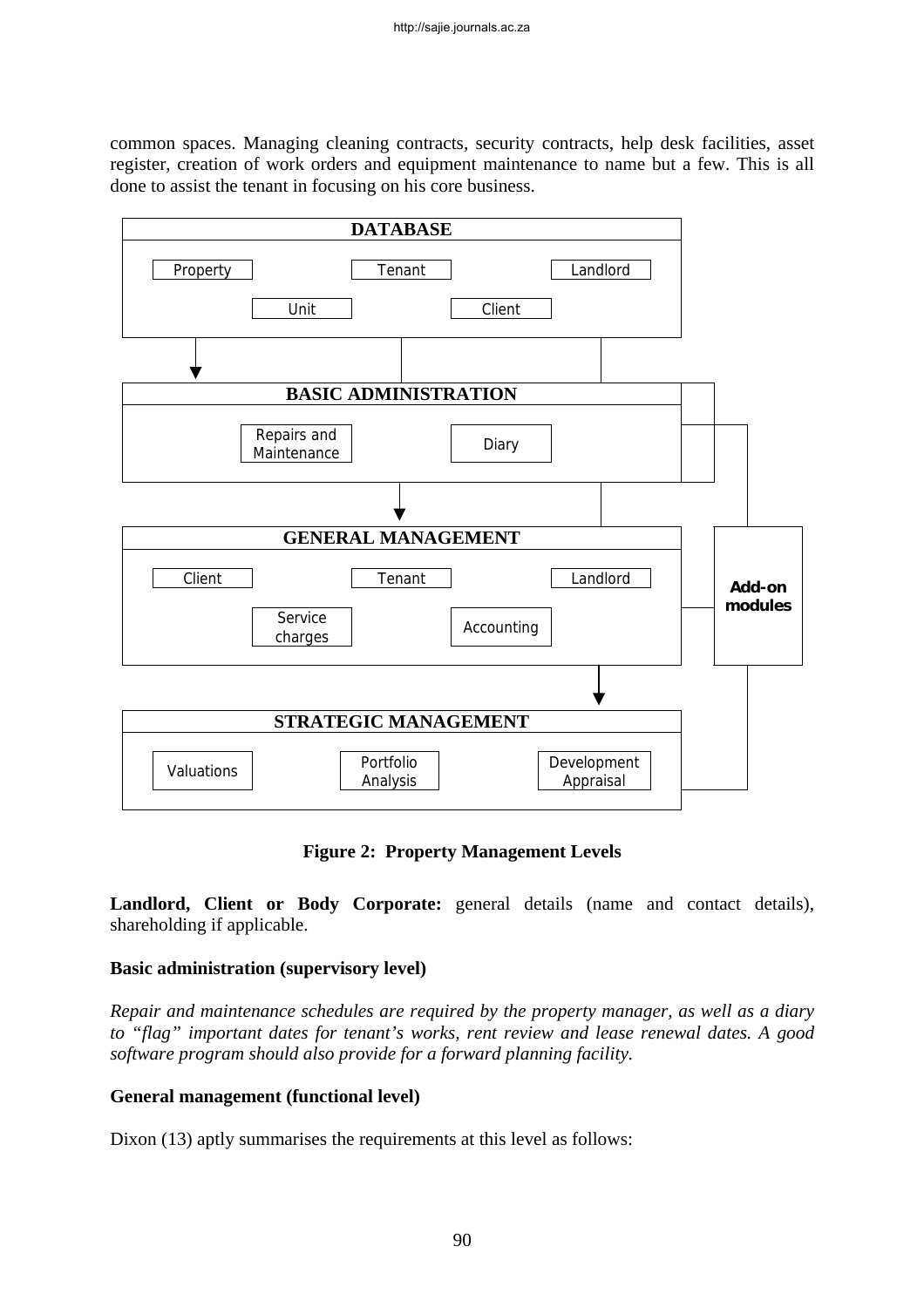common spaces. Managing cleaning contracts, security contracts, help desk facilities, asset register, creation of work orders and equipment maintenance to name but a few. This is all done to assist the tenant in focusing on his core business.

**DATABASE**

Property | Tenant | Landlord | Unit | Client

**BASIC ADMINISTRATION**

Repairs and Maintenance | Diary

**GENERAL MANAGEMENT**

Client | Tenant | Landlord | Service charges | Accounting

**STRATEGIC MANAGEMENT**

Valuations | Portfolio Analysis | Development Appraisal

**Add-on modules**

**Figure 2: Property Management Levels**

**Landlord, Client or Body Corporate:** general details (name and contact details), shareholding if applicable.

**Basic administration (supervisory level)**

*Repair and maintenance schedules are required by the property manager, as well as a diary to "flag" important dates for tenant's works, rent review and lease renewal dates. A good software program should also provide for a forward planning facility.*

**General management (functional level)**

Dixon (13) aptly summarises the requirements at this level as follows: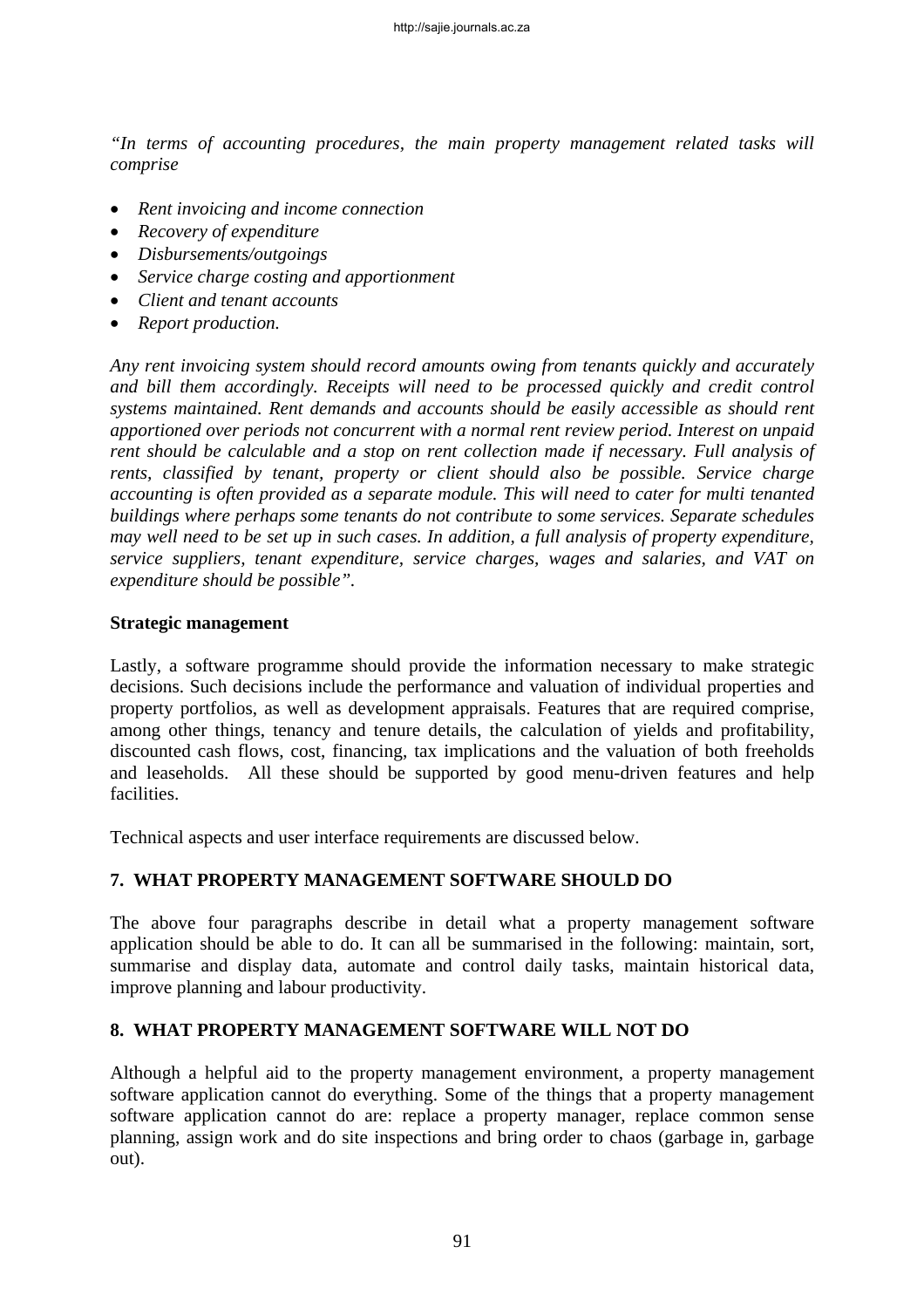*"In terms of accounting procedures, the main property management related tasks will comprise*

- *Rent invoicing and income connection*
- *Recovery of expenditure*
- *Disbursements/outgoings*
- *Service charge costing and apportionment*
- *Client and tenant accounts*
- *Report production.*

*Any rent invoicing system should record amounts owing from tenants quickly and accurately and bill them accordingly. Receipts will need to be processed quickly and credit control systems maintained. Rent demands and accounts should be easily accessible as should rent apportioned over periods not concurrent with a normal rent review period. Interest on unpaid rent should be calculable and a stop on rent collection made if necessary. Full analysis of rents, classified by tenant, property or client should also be possible. Service charge accounting is often provided as a separate module. This will need to cater for multi tenanted buildings where perhaps some tenants do not contribute to some services. Separate schedules may well need to be set up in such cases. In addition, a full analysis of property expenditure, service suppliers, tenant expenditure, service charges, wages and salaries, and VAT on expenditure should be possible".*

**Strategic management**

Lastly, a software programme should provide the information necessary to make strategic decisions. Such decisions include the performance and valuation of individual properties and property portfolios, as well as development appraisals. Features that are required comprise, among other things, tenancy and tenure details, the calculation of yields and profitability, discounted cash flows, cost, financing, tax implications and the valuation of both freeholds and leaseholds. All these should be supported by good menu-driven features and help facilities.

Technical aspects and user interface requirements are discussed below.

## 7. WHAT PROPERTY MANAGEMENT SOFTWARE SHOULD DO

The above four paragraphs describe in detail what a property management software application should be able to do. It can all be summarised in the following: maintain, sort, summarise and display data, automate and control daily tasks, maintain historical data, improve planning and labour productivity.

## 8. WHAT PROPERTY MANAGEMENT SOFTWARE WILL NOT DO

Although a helpful aid to the property management environment, a property management software application cannot do everything. Some of the things that a property management software application cannot do are: replace a property manager, replace common sense planning, assign work and do site inspections and bring order to chaos (garbage in, garbage out).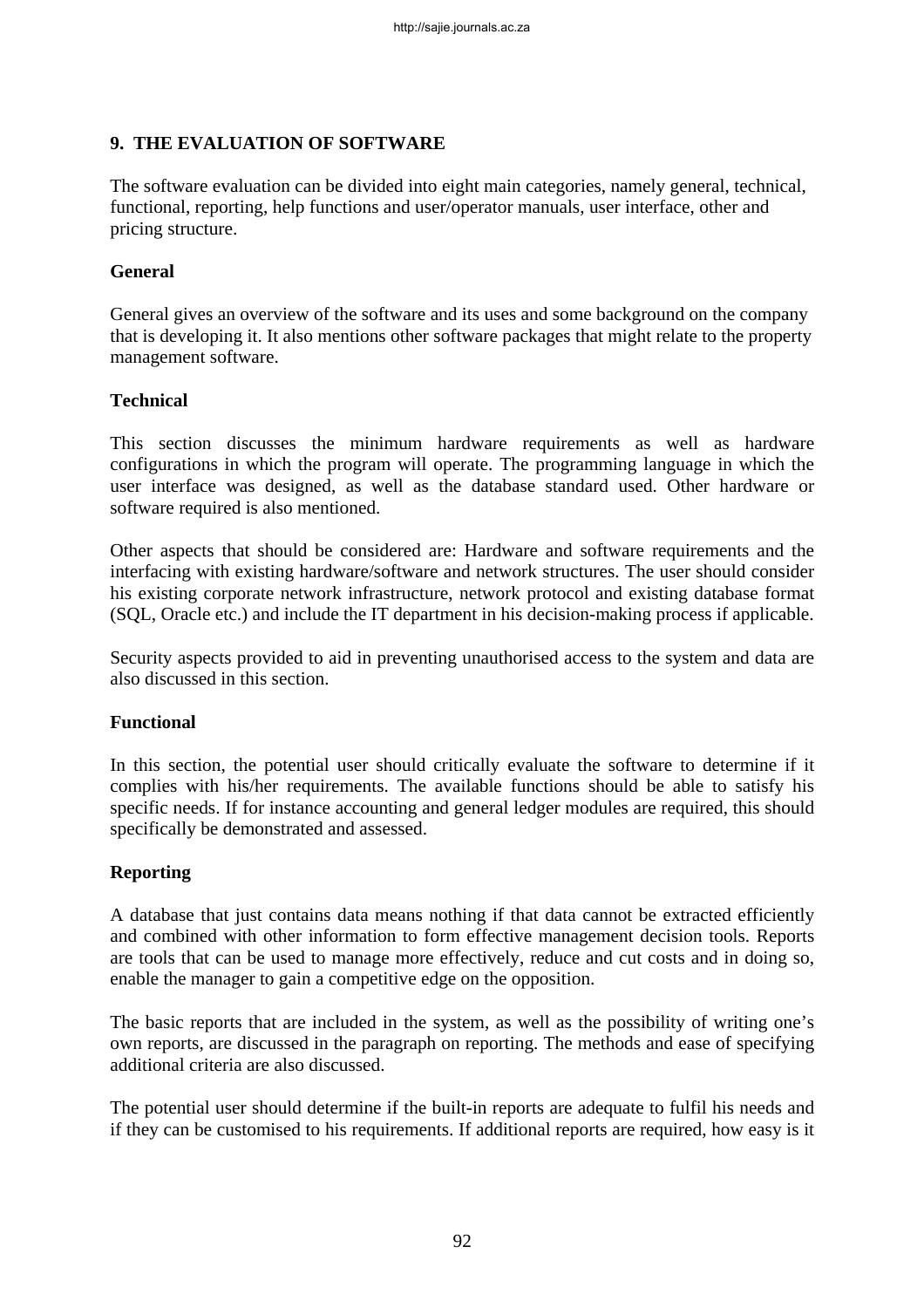## 9. THE EVALUATION OF SOFTWARE

The software evaluation can be divided into eight main categories, namely general, technical, functional, reporting, help functions and user/operator manuals, user interface, other and pricing structure.

### General

General gives an overview of the software and its uses and some background on the company that is developing it. It also mentions other software packages that might relate to the property management software.

### Technical

This section discusses the minimum hardware requirements as well as hardware configurations in which the program will operate. The programming language in which the user interface was designed, as well as the database standard used. Other hardware or software required is also mentioned.

Other aspects that should be considered are: Hardware and software requirements and the interfacing with existing hardware/software and network structures. The user should consider his existing corporate network infrastructure, network protocol and existing database format (SQL, Oracle etc.) and include the IT department in his decision-making process if applicable.

Security aspects provided to aid in preventing unauthorised access to the system and data are also discussed in this section.

### Functional

In this section, the potential user should critically evaluate the software to determine if it complies with his/her requirements. The available functions should be able to satisfy his specific needs. If for instance accounting and general ledger modules are required, this should specifically be demonstrated and assessed.

### Reporting

A database that just contains data means nothing if that data cannot be extracted efficiently and combined with other information to form effective management decision tools. Reports are tools that can be used to manage more effectively, reduce and cut costs and in doing so, enable the manager to gain a competitive edge on the opposition.

The basic reports that are included in the system, as well as the possibility of writing one's own reports, are discussed in the paragraph on reporting. The methods and ease of specifying additional criteria are also discussed.

The potential user should determine if the built-in reports are adequate to fulfil his needs and if they can be customised to his requirements. If additional reports are required, how easy is it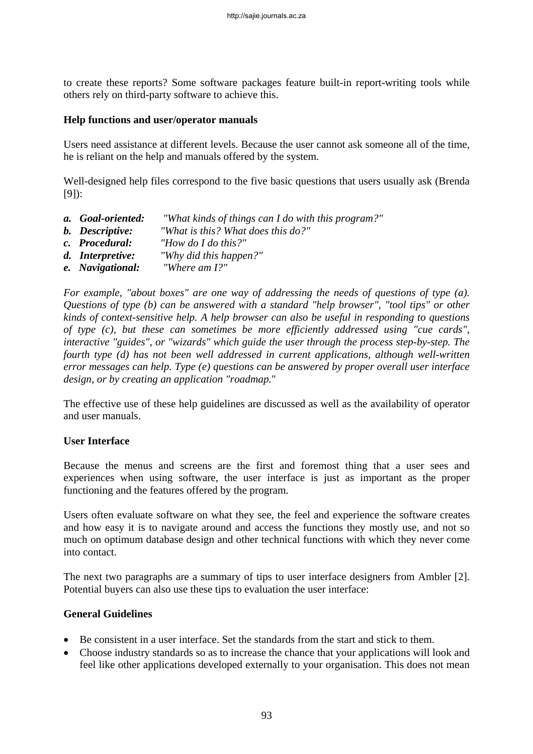to create these reports? Some software packages feature built-in report-writing tools while others rely on third-party software to achieve this.

**Help functions and user/operator manuals**

Users need assistance at different levels. Because the user cannot ask someone all of the time, he is reliant on the help and manuals offered by the system.

Well-designed help files correspond to the five basic questions that users usually ask (Brenda [9]):

- ***a. Goal-oriented:*** *"What kinds of things can I do with this program?"*
- ***b. Descriptive:*** *"What is this? What does this do?"*
- ***c. Procedural:*** *"How do I do this?"*
- ***d. Interpretive:*** *"Why did this happen?"*
- ***e. Navigational:*** *"Where am I?"*

*For example, "about boxes" are one way of addressing the needs of questions of type (a). Questions of type (b) can be answered with a standard "help browser", "tool tips" or other kinds of context-sensitive help. A help browser can also be useful in responding to questions of type (c), but these can sometimes be more efficiently addressed using "cue cards", interactive "guides", or "wizards" which guide the user through the process step-by-step. The fourth type (d) has not been well addressed in current applications, although well-written error messages can help. Type (e) questions can be answered by proper overall user interface design, or by creating an application "roadmap.*"

The effective use of these help guidelines are discussed as well as the availability of operator and user manuals.

**User Interface**

Because the menus and screens are the first and foremost thing that a user sees and experiences when using software, the user interface is just as important as the proper functioning and the features offered by the program.

Users often evaluate software on what they see, the feel and experience the software creates and how easy it is to navigate around and access the functions they mostly use, and not so much on optimum database design and other technical functions with which they never come into contact.

The next two paragraphs are a summary of tips to user interface designers from Ambler [2]. Potential buyers can also use these tips to evaluation the user interface:

**General Guidelines**

- Be consistent in a user interface. Set the standards from the start and stick to them.
- Choose industry standards so as to increase the chance that your applications will look and feel like other applications developed externally to your organisation. This does not mean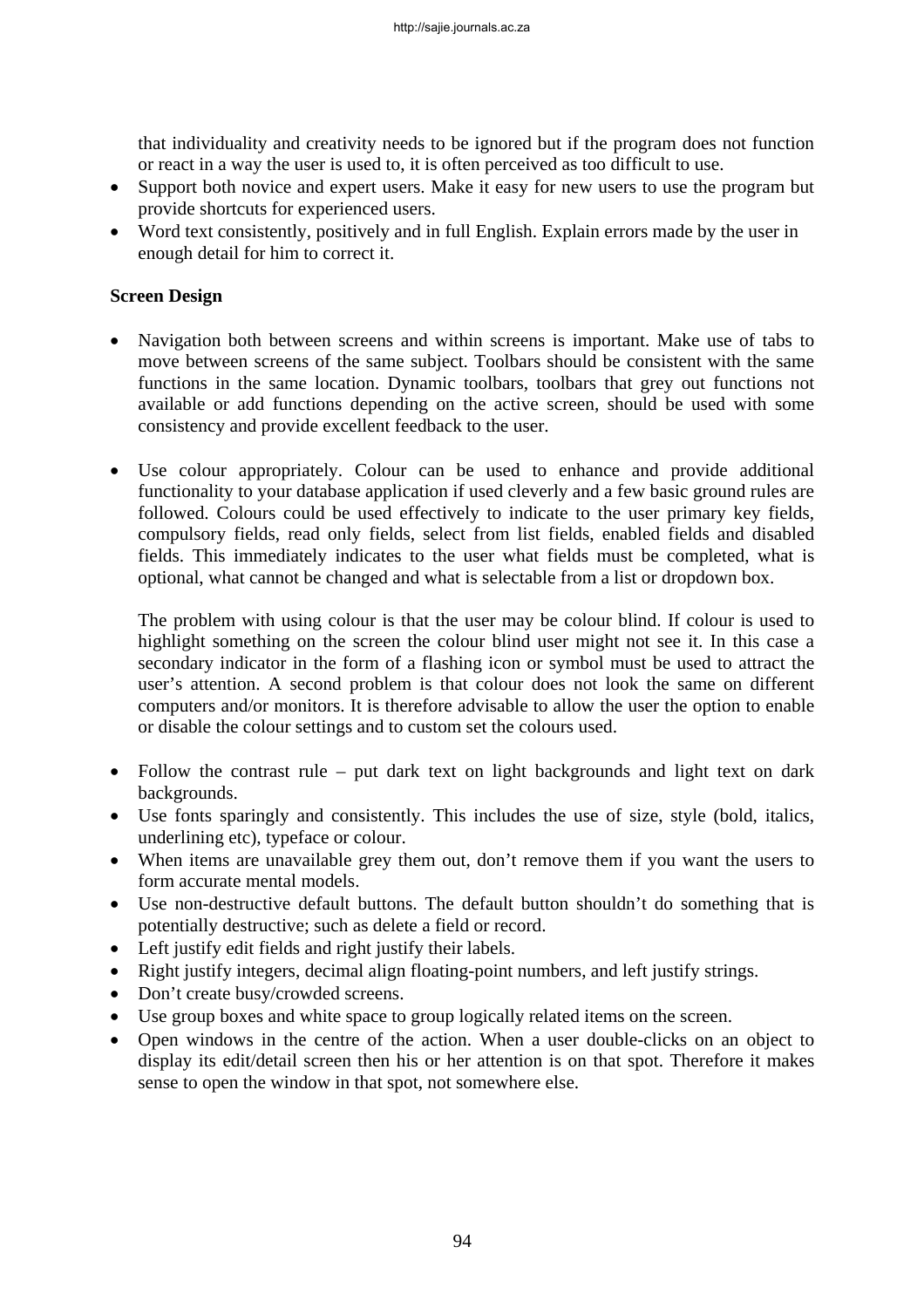that individuality and creativity needs to be ignored but if the program does not function or react in a way the user is used to, it is often perceived as too difficult to use.

- Support both novice and expert users. Make it easy for new users to use the program but provide shortcuts for experienced users.
- Word text consistently, positively and in full English. Explain errors made by the user in enough detail for him to correct it.

**Screen Design**

- Navigation both between screens and within screens is important. Make use of tabs to move between screens of the same subject. Toolbars should be consistent with the same functions in the same location. Dynamic toolbars, toolbars that grey out functions not available or add functions depending on the active screen, should be used with some consistency and provide excellent feedback to the user.

- Use colour appropriately. Colour can be used to enhance and provide additional functionality to your database application if used cleverly and a few basic ground rules are followed. Colours could be used effectively to indicate to the user primary key fields, compulsory fields, read only fields, select from list fields, enabled fields and disabled fields. This immediately indicates to the user what fields must be completed, what is optional, what cannot be changed and what is selectable from a list or dropdown box.

  The problem with using colour is that the user may be colour blind. If colour is used to highlight something on the screen the colour blind user might not see it. In this case a secondary indicator in the form of a flashing icon or symbol must be used to attract the user's attention. A second problem is that colour does not look the same on different computers and/or monitors. It is therefore advisable to allow the user the option to enable or disable the colour settings and to custom set the colours used.

- Follow the contrast rule – put dark text on light backgrounds and light text on dark backgrounds.
- Use fonts sparingly and consistently. This includes the use of size, style (bold, italics, underlining etc), typeface or colour.
- When items are unavailable grey them out, don't remove them if you want the users to form accurate mental models.
- Use non-destructive default buttons. The default button shouldn't do something that is potentially destructive; such as delete a field or record.
- Left justify edit fields and right justify their labels.
- Right justify integers, decimal align floating-point numbers, and left justify strings.
- Don't create busy/crowded screens.
- Use group boxes and white space to group logically related items on the screen.
- Open windows in the centre of the action. When a user double-clicks on an object to display its edit/detail screen then his or her attention is on that spot. Therefore it makes sense to open the window in that spot, not somewhere else.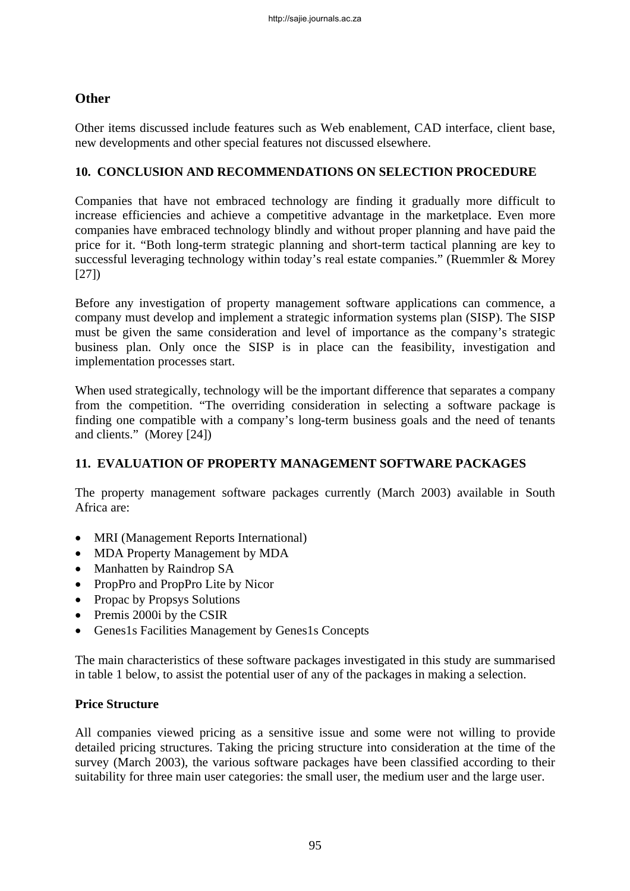### Other

Other items discussed include features such as Web enablement, CAD interface, client base, new developments and other special features not discussed elsewhere.

## 10. CONCLUSION AND RECOMMENDATIONS ON SELECTION PROCEDURE

Companies that have not embraced technology are finding it gradually more difficult to increase efficiencies and achieve a competitive advantage in the marketplace. Even more companies have embraced technology blindly and without proper planning and have paid the price for it. "Both long-term strategic planning and short-term tactical planning are key to successful leveraging technology within today's real estate companies." (Ruemmler & Morey [27])

Before any investigation of property management software applications can commence, a company must develop and implement a strategic information systems plan (SISP). The SISP must be given the same consideration and level of importance as the company's strategic business plan. Only once the SISP is in place can the feasibility, investigation and implementation processes start.

When used strategically, technology will be the important difference that separates a company from the competition. "The overriding consideration in selecting a software package is finding one compatible with a company's long-term business goals and the need of tenants and clients." (Morey [24])

## 11. EVALUATION OF PROPERTY MANAGEMENT SOFTWARE PACKAGES

The property management software packages currently (March 2003) available in South Africa are:

- MRI (Management Reports International)
- MDA Property Management by MDA
- Manhatten by Raindrop SA
- PropPro and PropPro Lite by Nicor
- Propac by Propsys Solutions
- Premis 2000i by the CSIR
- Genes1s Facilities Management by Genes1s Concepts

The main characteristics of these software packages investigated in this study are summarised in table 1 below, to assist the potential user of any of the packages in making a selection.

### Price Structure

All companies viewed pricing as a sensitive issue and some were not willing to provide detailed pricing structures. Taking the pricing structure into consideration at the time of the survey (March 2003), the various software packages have been classified according to their suitability for three main user categories: the small user, the medium user and the large user.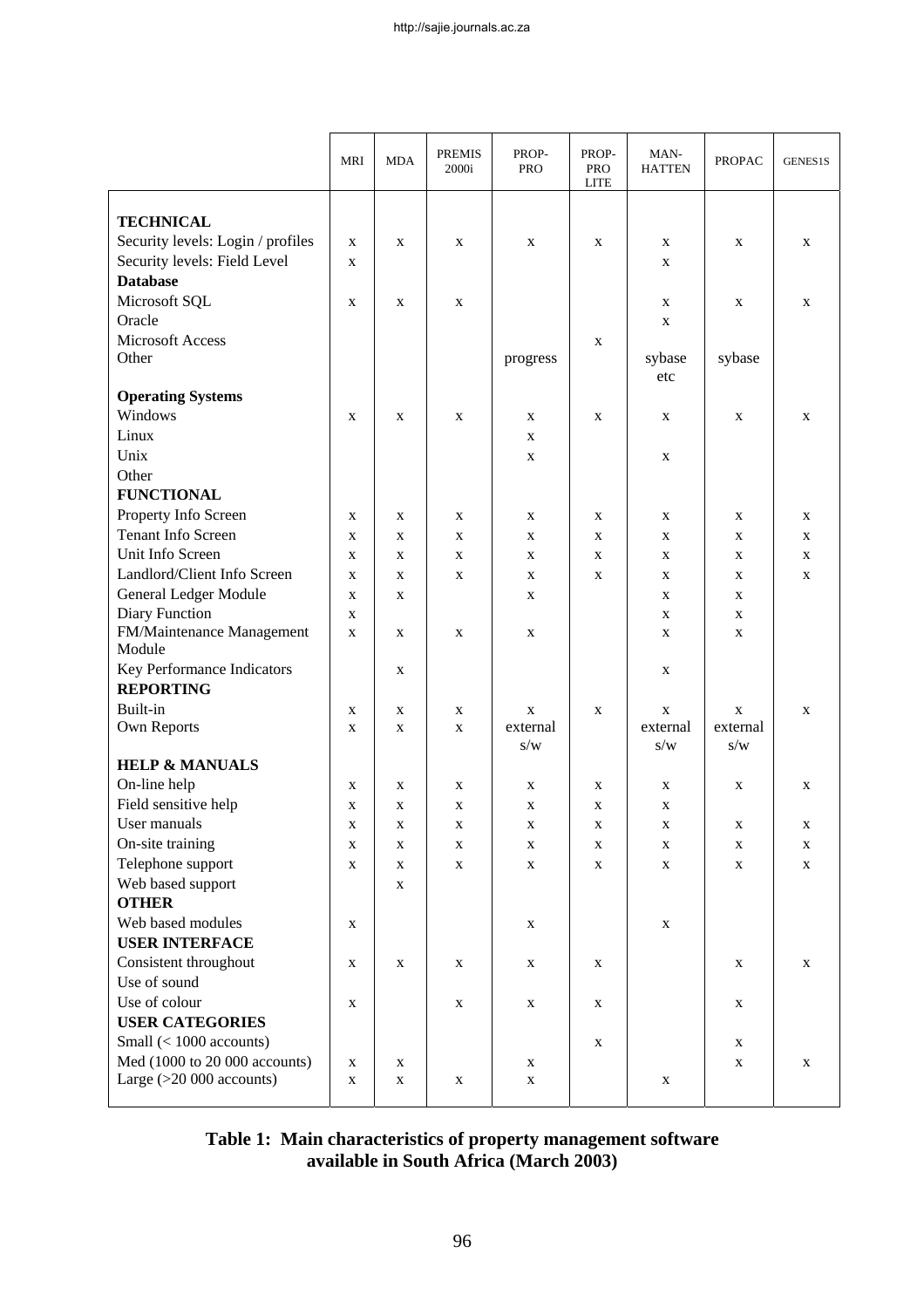| | MRI | MDA | PREMIS 2000i | PROP-PRO | PROP-PRO LITE | MAN-HATTEN | PROPAC | GENES1S |
|---|---|---|---|---|---|---|---|---|
| **TECHNICAL** | | | | | | | | |
| Security levels: Login / profiles | x | x | x | x | x | x | x | x |
| Security levels: Field Level | x | | | | | x | | |
| **Database** | | | | | | | | |
| Microsoft SQL | x | x | x | | | x | x | x |
| Oracle | | | | | | x | | |
| Microsoft Access | | | | | x | | | |
| Other | | | | progress | | sybase etc | sybase | |
| **Operating Systems** | | | | | | | | |
| Windows | x | x | x | x | x | x | x | x |
| Linux | | | | x | | | | |
| Unix | | | | x | | x | | |
| Other | | | | | | | | |
| **FUNCTIONAL** | | | | | | | | |
| Property Info Screen | x | x | x | x | x | x | x | x |
| Tenant Info Screen | x | x | x | x | x | x | x | x |
| Unit Info Screen | x | x | x | x | x | x | x | x |
| Landlord/Client Info Screen | x | x | x | x | x | x | x | x |
| General Ledger Module | x | x | | x | | x | x | |
| Diary Function | x | | | | | x | x | |
| FM/Maintenance Management Module | x | x | x | x | | x | x | |
| Key Performance Indicators | | x | | | | x | | |
| **REPORTING** | | | | | | | | |
| Built-in | x | x | x | x | x | x | x | x |
| Own Reports | x | x | x | external s/w | | external s/w | external s/w | |
| **HELP & MANUALS** | | | | | | | | |
| On-line help | x | x | x | x | x | x | x | x |
| Field sensitive help | x | x | x | x | x | x | | |
| User manuals | x | x | x | x | x | x | x | x |
| On-site training | x | x | x | x | x | x | x | x |
| Telephone support | x | x | x | x | x | x | x | x |
| Web based support | | x | | | | | | |
| **OTHER** | | | | | | | | |
| Web based modules | x | | | x | | x | | |
| **USER INTERFACE** | | | | | | | | |
| Consistent throughout | x | x | x | x | x | | x | x |
| Use of sound | | | | | | | | |
| Use of colour | x | | x | x | x | | x | |
| **USER CATEGORIES** | | | | | | | | |
| Small (< 1000 accounts) | | | | | x | | x | |
| Med (1000 to 20 000 accounts) | x | x | | x | | | x | x |
| Large (>20 000 accounts) | x | x | x | x | | x | | |

**Table 1: Main characteristics of property management software available in South Africa (March 2003)**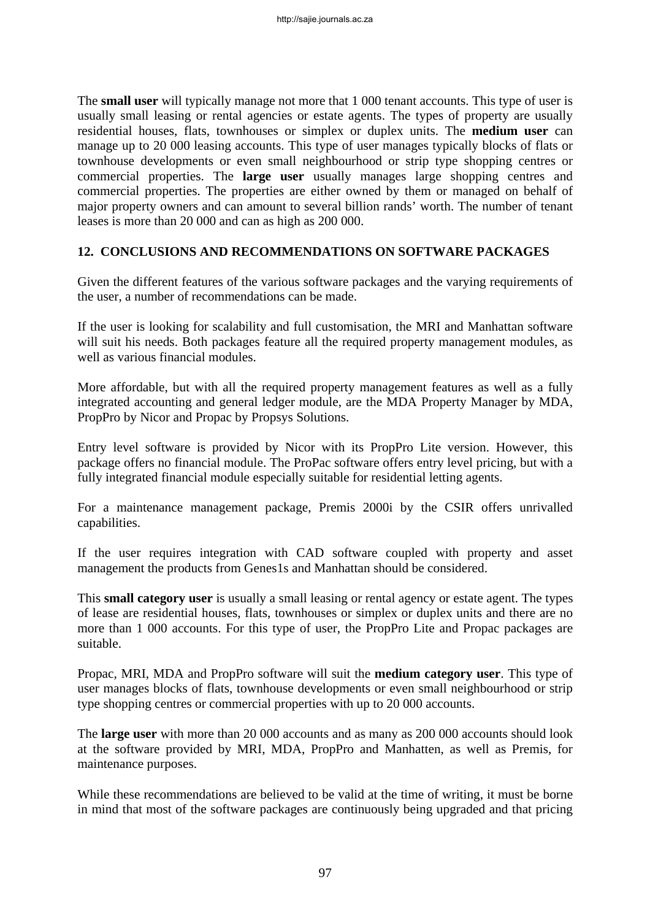The **small user** will typically manage not more that 1 000 tenant accounts. This type of user is usually small leasing or rental agencies or estate agents. The types of property are usually residential houses, flats, townhouses or simplex or duplex units. The **medium user** can manage up to 20 000 leasing accounts. This type of user manages typically blocks of flats or townhouse developments or even small neighbourhood or strip type shopping centres or commercial properties. The **large user** usually manages large shopping centres and commercial properties. The properties are either owned by them or managed on behalf of major property owners and can amount to several billion rands' worth. The number of tenant leases is more than 20 000 and can as high as 200 000.

## 12. CONCLUSIONS AND RECOMMENDATIONS ON SOFTWARE PACKAGES

Given the different features of the various software packages and the varying requirements of the user, a number of recommendations can be made.

If the user is looking for scalability and full customisation, the MRI and Manhattan software will suit his needs. Both packages feature all the required property management modules, as well as various financial modules.

More affordable, but with all the required property management features as well as a fully integrated accounting and general ledger module, are the MDA Property Manager by MDA, PropPro by Nicor and Propac by Propsys Solutions.

Entry level software is provided by Nicor with its PropPro Lite version. However, this package offers no financial module. The ProPac software offers entry level pricing, but with a fully integrated financial module especially suitable for residential letting agents.

For a maintenance management package, Premis 2000i by the CSIR offers unrivalled capabilities.

If the user requires integration with CAD software coupled with property and asset management the products from Genes1s and Manhattan should be considered.

This **small category user** is usually a small leasing or rental agency or estate agent. The types of lease are residential houses, flats, townhouses or simplex or duplex units and there are no more than 1 000 accounts. For this type of user, the PropPro Lite and Propac packages are suitable.

Propac, MRI, MDA and PropPro software will suit the **medium category user**. This type of user manages blocks of flats, townhouse developments or even small neighbourhood or strip type shopping centres or commercial properties with up to 20 000 accounts.

The **large user** with more than 20 000 accounts and as many as 200 000 accounts should look at the software provided by MRI, MDA, PropPro and Manhatten, as well as Premis, for maintenance purposes.

While these recommendations are believed to be valid at the time of writing, it must be borne in mind that most of the software packages are continuously being upgraded and that pricing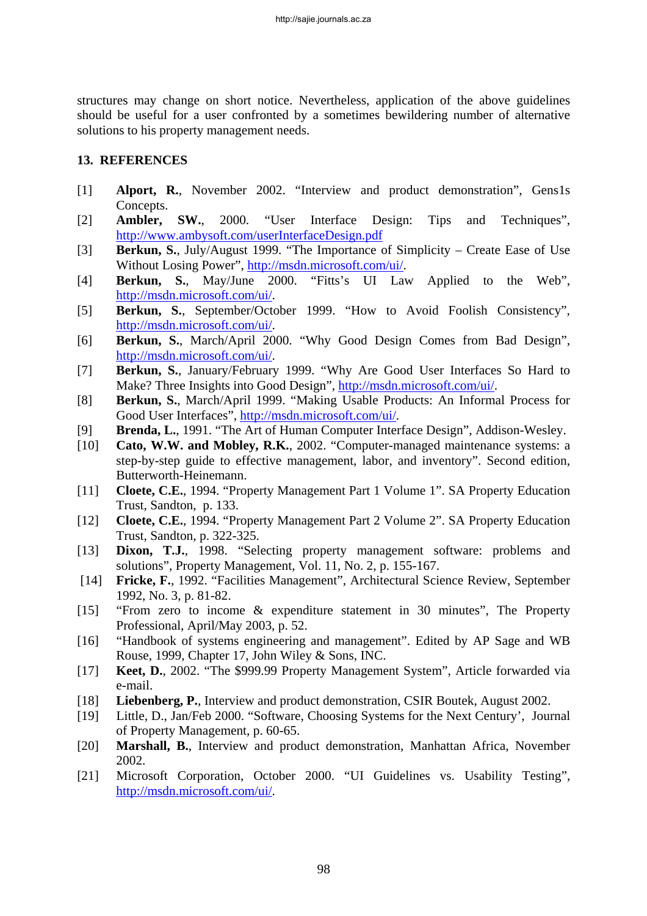structures may change on short notice. Nevertheless, application of the above guidelines should be useful for a user confronted by a sometimes bewildering number of alternative solutions to his property management needs.

## 13. REFERENCES

[1] **Alport, R.**, November 2002. "Interview and product demonstration", Gens1s Concepts.

[2] **Ambler, SW.**, 2000. "User Interface Design: Tips and Techniques", http://www.ambysoft.com/userInterfaceDesign.pdf

[3] **Berkun, S.**, July/August 1999. "The Importance of Simplicity – Create Ease of Use Without Losing Power", http://msdn.microsoft.com/ui/.

[4] **Berkun, S.**, May/June 2000. "Fitts's UI Law Applied to the Web", http://msdn.microsoft.com/ui/.

[5] **Berkun, S.**, September/October 1999. "How to Avoid Foolish Consistency", http://msdn.microsoft.com/ui/.

[6] **Berkun, S.**, March/April 2000. "Why Good Design Comes from Bad Design", http://msdn.microsoft.com/ui/.

[7] **Berkun, S.**, January/February 1999. "Why Are Good User Interfaces So Hard to Make? Three Insights into Good Design", http://msdn.microsoft.com/ui/.

[8] **Berkun, S.**, March/April 1999. "Making Usable Products: An Informal Process for Good User Interfaces", http://msdn.microsoft.com/ui/.

[9] **Brenda, L.**, 1991. "The Art of Human Computer Interface Design", Addison-Wesley.

[10] **Cato, W.W. and Mobley, R.K.**, 2002. "Computer-managed maintenance systems: a step-by-step guide to effective management, labor, and inventory". Second edition, Butterworth-Heinemann.

[11] **Cloete, C.E.**, 1994. "Property Management Part 1 Volume 1". SA Property Education Trust, Sandton, p. 133.

[12] **Cloete, C.E.**, 1994. "Property Management Part 2 Volume 2". SA Property Education Trust, Sandton, p. 322-325.

[13] **Dixon, T.J.**, 1998. "Selecting property management software: problems and solutions", Property Management, Vol. 11, No. 2, p. 155-167.

[14] **Fricke, F.**, 1992. "Facilities Management", Architectural Science Review, September 1992, No. 3, p. 81-82.

[15] "From zero to income & expenditure statement in 30 minutes", The Property Professional, April/May 2003, p. 52.

[16] "Handbook of systems engineering and management". Edited by AP Sage and WB Rouse, 1999, Chapter 17, John Wiley & Sons, INC.

[17] **Keet, D.**, 2002. "The $999.99 Property Management System", Article forwarded via e-mail.

[18] **Liebenberg, P.**, Interview and product demonstration, CSIR Boutek, August 2002.

[19] Little, D., Jan/Feb 2000. "Software, Choosing Systems for the Next Century', Journal of Property Management, p. 60-65.

[20] **Marshall, B.**, Interview and product demonstration, Manhattan Africa, November 2002.

[21] Microsoft Corporation, October 2000. "UI Guidelines vs. Usability Testing", http://msdn.microsoft.com/ui/.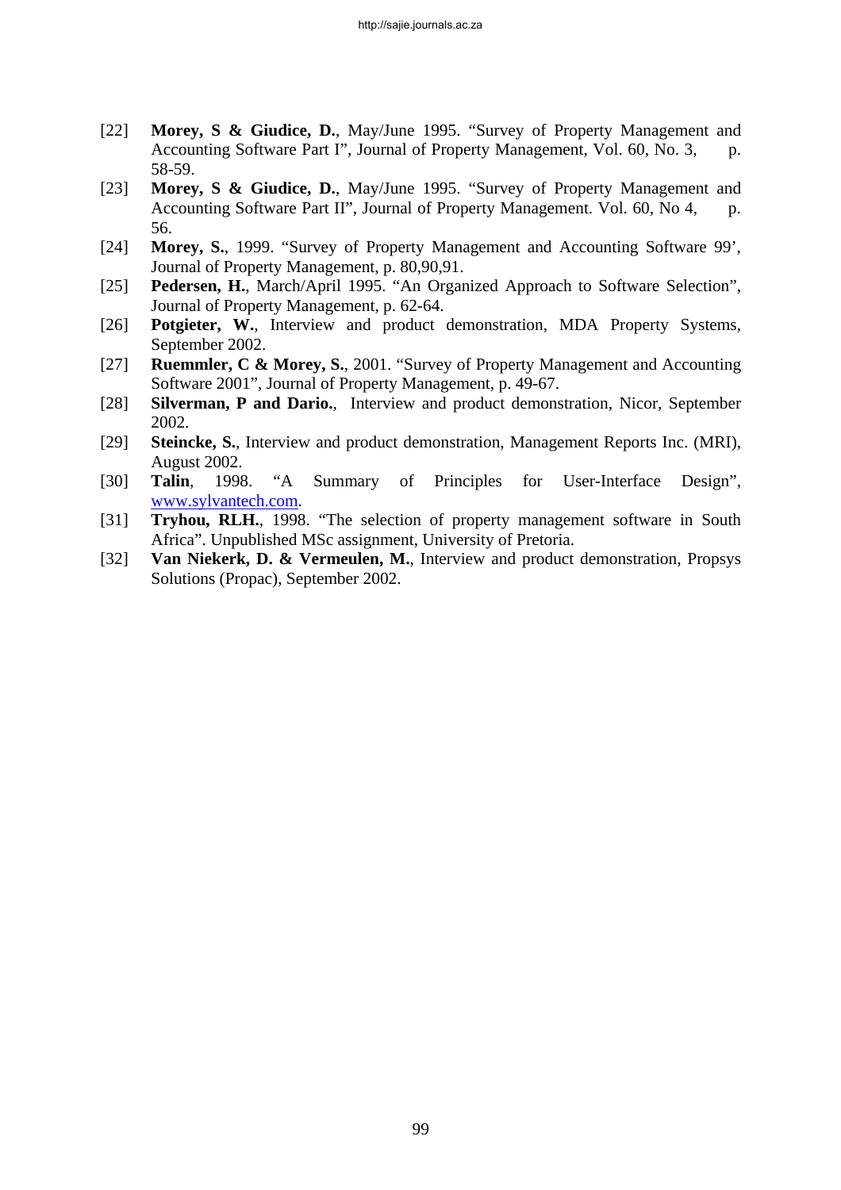[22] **Morey, S & Giudice, D.**, May/June 1995. "Survey of Property Management and Accounting Software Part I", Journal of Property Management, Vol. 60, No. 3, p. 58-59.

[23] **Morey, S & Giudice, D.**, May/June 1995. "Survey of Property Management and Accounting Software Part II", Journal of Property Management. Vol. 60, No 4, p. 56.

[24] **Morey, S.**, 1999. "Survey of Property Management and Accounting Software 99', Journal of Property Management, p. 80,90,91.

[25] **Pedersen, H.**, March/April 1995. "An Organized Approach to Software Selection", Journal of Property Management, p. 62-64.

[26] **Potgieter, W.**, Interview and product demonstration, MDA Property Systems, September 2002.

[27] **Ruemmler, C & Morey, S.**, 2001. "Survey of Property Management and Accounting Software 2001", Journal of Property Management, p. 49-67.

[28] **Silverman, P and Dario.**, Interview and product demonstration, Nicor, September 2002.

[29] **Steincke, S.**, Interview and product demonstration, Management Reports Inc. (MRI), August 2002.

[30] **Talin**, 1998. "A Summary of Principles for User-Interface Design", www.sylvantech.com.

[31] **Tryhou, RLH.**, 1998. "The selection of property management software in South Africa". Unpublished MSc assignment, University of Pretoria.

[32] **Van Niekerk, D. & Vermeulen, M.**, Interview and product demonstration, Propsys Solutions (Propac), September 2002.